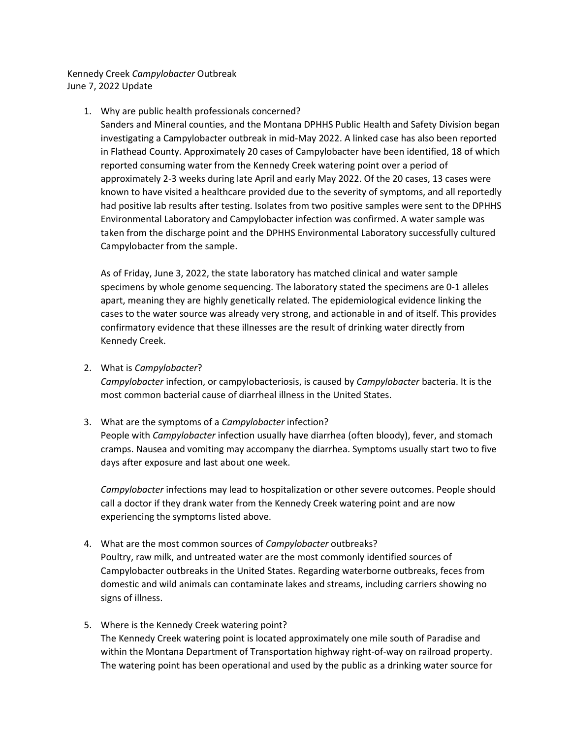Kennedy Creek *Campylobacter* Outbreak
June 7, 2022 Update

1. Why are public health professionals concerned?
   Sanders and Mineral counties, and the Montana DPHHS Public Health and Safety Division began investigating a Campylobacter outbreak in mid-May 2022. A linked case has also been reported in Flathead County. Approximately 20 cases of Campylobacter have been identified, 18 of which reported consuming water from the Kennedy Creek watering point over a period of approximately 2-3 weeks during late April and early May 2022. Of the 20 cases, 13 cases were known to have visited a healthcare provided due to the severity of symptoms, and all reportedly had positive lab results after testing. Isolates from two positive samples were sent to the DPHHS Environmental Laboratory and Campylobacter infection was confirmed. A water sample was taken from the discharge point and the DPHHS Environmental Laboratory successfully cultured Campylobacter from the sample.

   As of Friday, June 3, 2022, the state laboratory has matched clinical and water sample specimens by whole genome sequencing. The laboratory stated the specimens are 0-1 alleles apart, meaning they are highly genetically related. The epidemiological evidence linking the cases to the water source was already very strong, and actionable in and of itself. This provides confirmatory evidence that these illnesses are the result of drinking water directly from Kennedy Creek.

2. What is *Campylobacter*?
   *Campylobacter* infection, or campylobacteriosis, is caused by *Campylobacter* bacteria. It is the most common bacterial cause of diarrheal illness in the United States.

3. What are the symptoms of a *Campylobacter* infection?
   People with *Campylobacter* infection usually have diarrhea (often bloody), fever, and stomach cramps. Nausea and vomiting may accompany the diarrhea. Symptoms usually start two to five days after exposure and last about one week.

   *Campylobacter* infections may lead to hospitalization or other severe outcomes. People should call a doctor if they drank water from the Kennedy Creek watering point and are now experiencing the symptoms listed above.

4. What are the most common sources of *Campylobacter* outbreaks?
   Poultry, raw milk, and untreated water are the most commonly identified sources of Campylobacter outbreaks in the United States. Regarding waterborne outbreaks, feces from domestic and wild animals can contaminate lakes and streams, including carriers showing no signs of illness.

5. Where is the Kennedy Creek watering point?
   The Kennedy Creek watering point is located approximately one mile south of Paradise and within the Montana Department of Transportation highway right-of-way on railroad property. The watering point has been operational and used by the public as a drinking water source for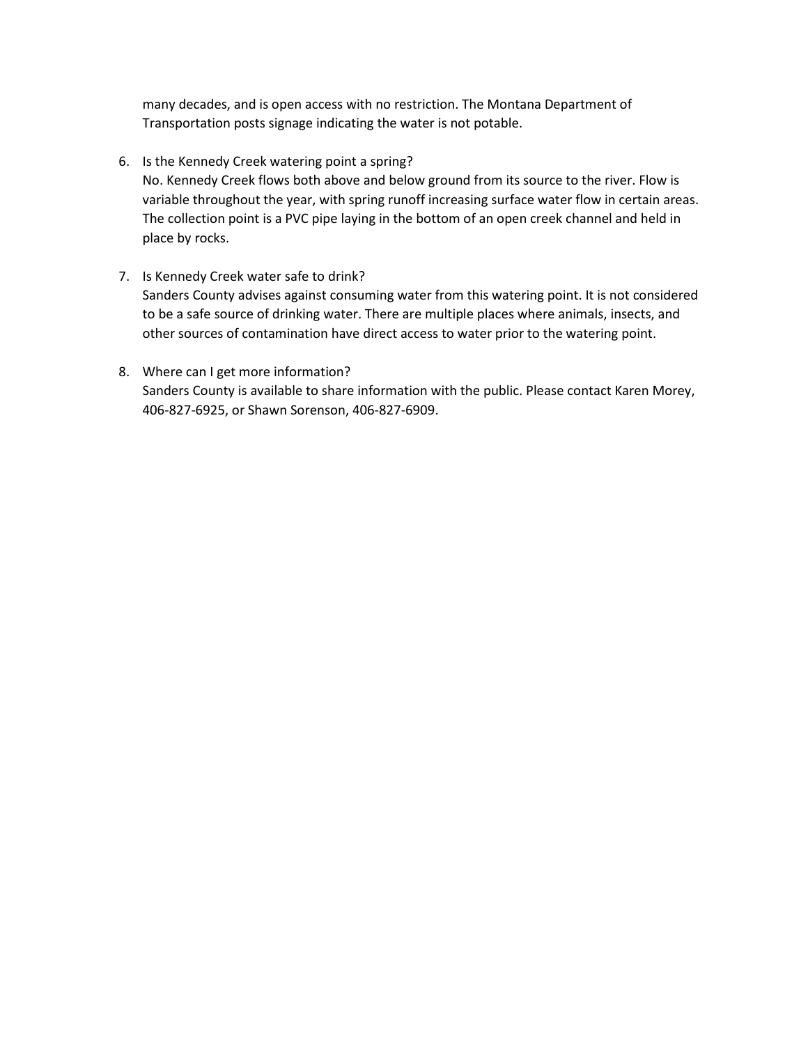many decades, and is open access with no restriction. The Montana Department of Transportation posts signage indicating the water is not potable.

6. Is the Kennedy Creek watering point a spring?
   No. Kennedy Creek flows both above and below ground from its source to the river. Flow is variable throughout the year, with spring runoff increasing surface water flow in certain areas. The collection point is a PVC pipe laying in the bottom of an open creek channel and held in place by rocks.

7. Is Kennedy Creek water safe to drink?
   Sanders County advises against consuming water from this watering point. It is not considered to be a safe source of drinking water. There are multiple places where animals, insects, and other sources of contamination have direct access to water prior to the watering point.

8. Where can I get more information?
   Sanders County is available to share information with the public. Please contact Karen Morey, 406-827-6925, or Shawn Sorenson, 406-827-6909.